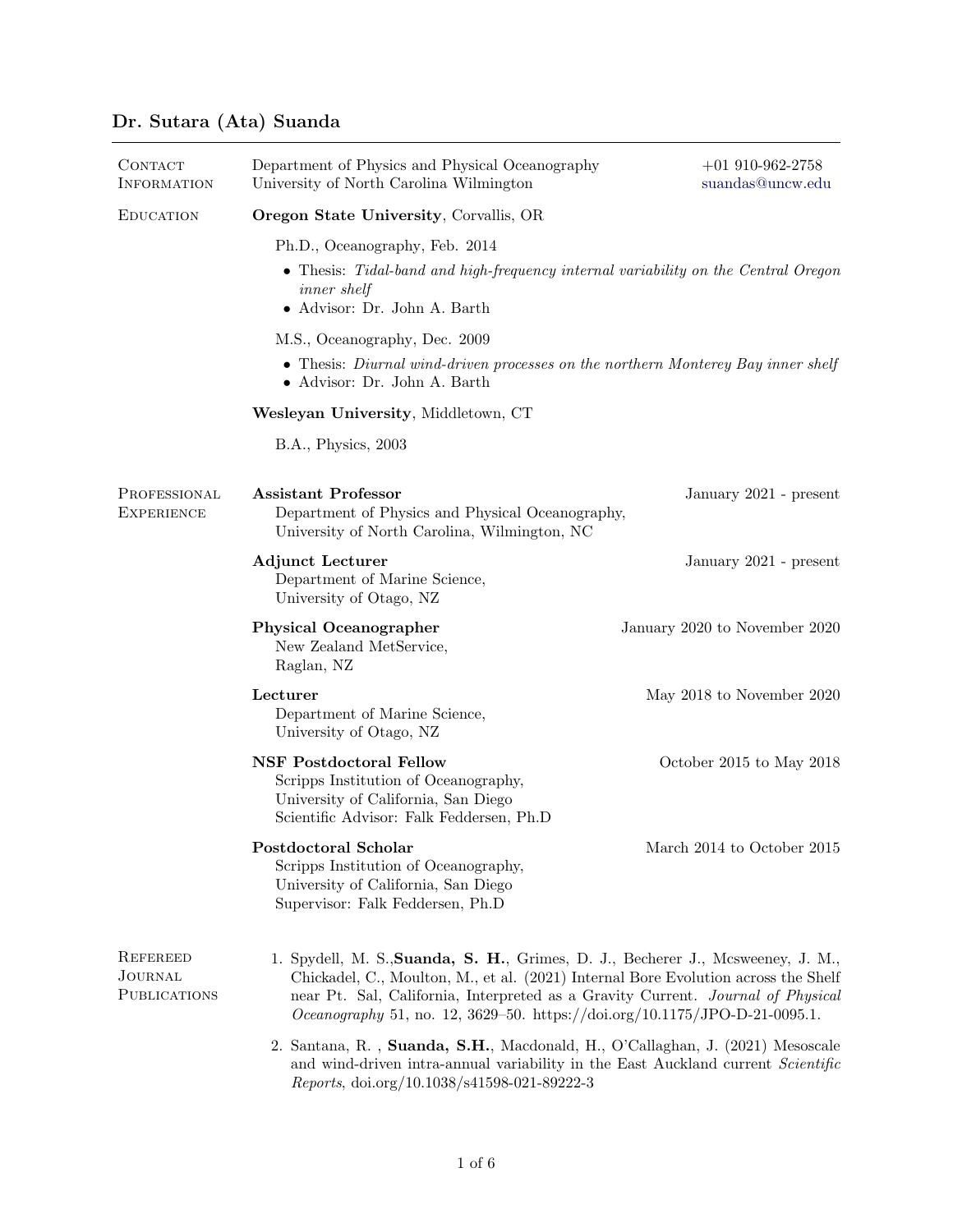# Dr. Sutara (Ata) Suanda

## Contact Information

Department of Physics and Physical Oceanography
University of North Carolina Wilmington

+01 910-962-2758
suandas@uncw.edu

## Education

**Oregon State University**, Corvallis, OR

Ph.D., Oceanography, Feb. 2014

- Thesis: *Tidal-band and high-frequency internal variability on the Central Oregon inner shelf*
- Advisor: Dr. John A. Barth

M.S., Oceanography, Dec. 2009

- Thesis: *Diurnal wind-driven processes on the northern Monterey Bay inner shelf*
- Advisor: Dr. John A. Barth

**Wesleyan University**, Middletown, CT

B.A., Physics, 2003

## Professional Experience

**Assistant Professor** — January 2021 - present
Department of Physics and Physical Oceanography,
University of North Carolina, Wilmington, NC

**Adjunct Lecturer** — January 2021 - present
Department of Marine Science,
University of Otago, NZ

**Physical Oceanographer** — January 2020 to November 2020
New Zealand MetService,
Raglan, NZ

**Lecturer** — May 2018 to November 2020
Department of Marine Science,
University of Otago, NZ

**NSF Postdoctoral Fellow** — October 2015 to May 2018
Scripps Institution of Oceanography,
University of California, San Diego
Scientific Advisor: Falk Feddersen, Ph.D

**Postdoctoral Scholar** — March 2014 to October 2015
Scripps Institution of Oceanography,
University of California, San Diego
Supervisor: Falk Feddersen, Ph.D

## Refereed Journal Publications

1. Spydell, M. S.,**Suanda, S. H.**, Grimes, D. J., Becherer J., Mcsweeney, J. M., Chickadel, C., Moulton, M., et al. (2021) Internal Bore Evolution across the Shelf near Pt. Sal, California, Interpreted as a Gravity Current. *Journal of Physical Oceanography* 51, no. 12, 3629–50. https://doi.org/10.1175/JPO-D-21-0095.1.
2. Santana, R. , **Suanda, S.H.**, Macdonald, H., O'Callaghan, J. (2021) Mesoscale and wind-driven intra-annual variability in the East Auckland current *Scientific Reports*, doi.org/10.1038/s41598-021-89222-3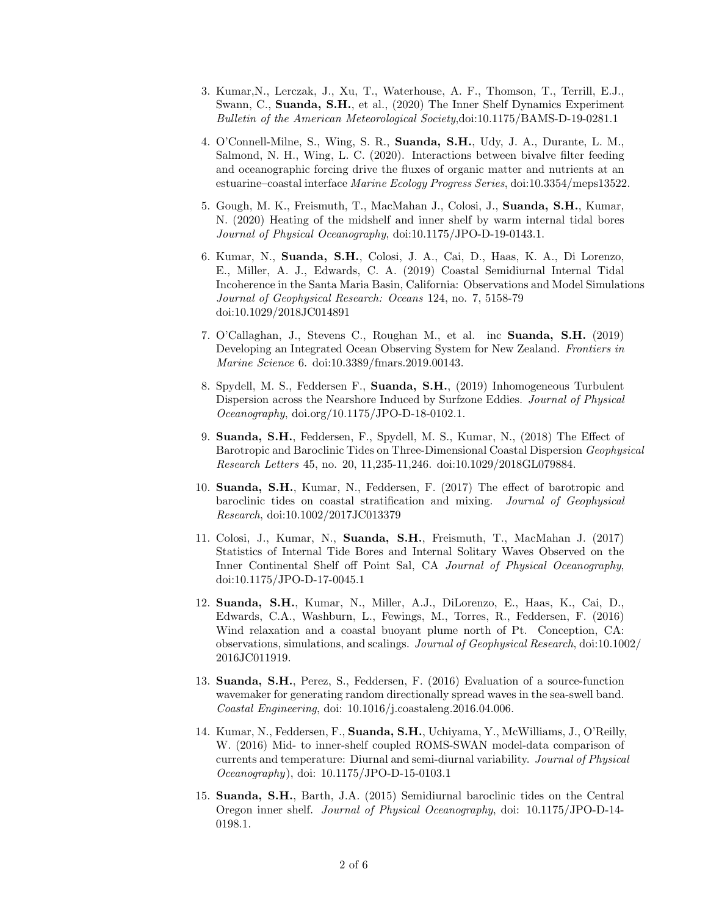3. Kumar,N., Lerczak, J., Xu, T., Waterhouse, A. F., Thomson, T., Terrill, E.J., Swann, C., **Suanda, S.H.**, et al., (2020) The Inner Shelf Dynamics Experiment *Bulletin of the American Meteorological Society*,doi:10.1175/BAMS-D-19-0281.1

4. O'Connell-Milne, S., Wing, S. R., **Suanda, S.H.**, Udy, J. A., Durante, L. M., Salmond, N. H., Wing, L. C. (2020). Interactions between bivalve filter feeding and oceanographic forcing drive the fluxes of organic matter and nutrients at an estuarine–coastal interface *Marine Ecology Progress Series*, doi:10.3354/meps13522.

5. Gough, M. K., Freismuth, T., MacMahan J., Colosi, J., **Suanda, S.H.**, Kumar, N. (2020) Heating of the midshelf and inner shelf by warm internal tidal bores *Journal of Physical Oceanography*, doi:10.1175/JPO-D-19-0143.1.

6. Kumar, N., **Suanda, S.H.**, Colosi, J. A., Cai, D., Haas, K. A., Di Lorenzo, E., Miller, A. J., Edwards, C. A. (2019) Coastal Semidiurnal Internal Tidal Incoherence in the Santa Maria Basin, California: Observations and Model Simulations *Journal of Geophysical Research: Oceans* 124, no. 7, 5158-79 doi:10.1029/2018JC014891

7. O'Callaghan, J., Stevens C., Roughan M., et al. inc **Suanda, S.H.** (2019) Developing an Integrated Ocean Observing System for New Zealand. *Frontiers in Marine Science* 6. doi:10.3389/fmars.2019.00143.

8. Spydell, M. S., Feddersen F., **Suanda, S.H.**, (2019) Inhomogeneous Turbulent Dispersion across the Nearshore Induced by Surfzone Eddies. *Journal of Physical Oceanography*, doi.org/10.1175/JPO-D-18-0102.1.

9. **Suanda, S.H.**, Feddersen, F., Spydell, M. S., Kumar, N., (2018) The Effect of Barotropic and Baroclinic Tides on Three-Dimensional Coastal Dispersion *Geophysical Research Letters* 45, no. 20, 11,235-11,246. doi:10.1029/2018GL079884.

10. **Suanda, S.H.**, Kumar, N., Feddersen, F. (2017) The effect of barotropic and baroclinic tides on coastal stratification and mixing. *Journal of Geophysical Research*, doi:10.1002/2017JC013379

11. Colosi, J., Kumar, N., **Suanda, S.H.**, Freismuth, T., MacMahan J. (2017) Statistics of Internal Tide Bores and Internal Solitary Waves Observed on the Inner Continental Shelf off Point Sal, CA *Journal of Physical Oceanography*, doi:10.1175/JPO-D-17-0045.1

12. **Suanda, S.H.**, Kumar, N., Miller, A.J., DiLorenzo, E., Haas, K., Cai, D., Edwards, C.A., Washburn, L., Fewings, M., Torres, R., Feddersen, F. (2016) Wind relaxation and a coastal buoyant plume north of Pt. Conception, CA: observations, simulations, and scalings. *Journal of Geophysical Research*, doi:10.1002/2016JC011919.

13. **Suanda, S.H.**, Perez, S., Feddersen, F. (2016) Evaluation of a source-function wavemaker for generating random directionally spread waves in the sea-swell band. *Coastal Engineering*, doi: 10.1016/j.coastaleng.2016.04.006.

14. Kumar, N., Feddersen, F., **Suanda, S.H.**, Uchiyama, Y., McWilliams, J., O'Reilly, W. (2016) Mid- to inner-shelf coupled ROMS-SWAN model-data comparison of currents and temperature: Diurnal and semi-diurnal variability. *Journal of Physical Oceanography*), doi: 10.1175/JPO-D-15-0103.1

15. **Suanda, S.H.**, Barth, J.A. (2015) Semidiurnal baroclinic tides on the Central Oregon inner shelf. *Journal of Physical Oceanography*, doi: 10.1175/JPO-D-14-0198.1.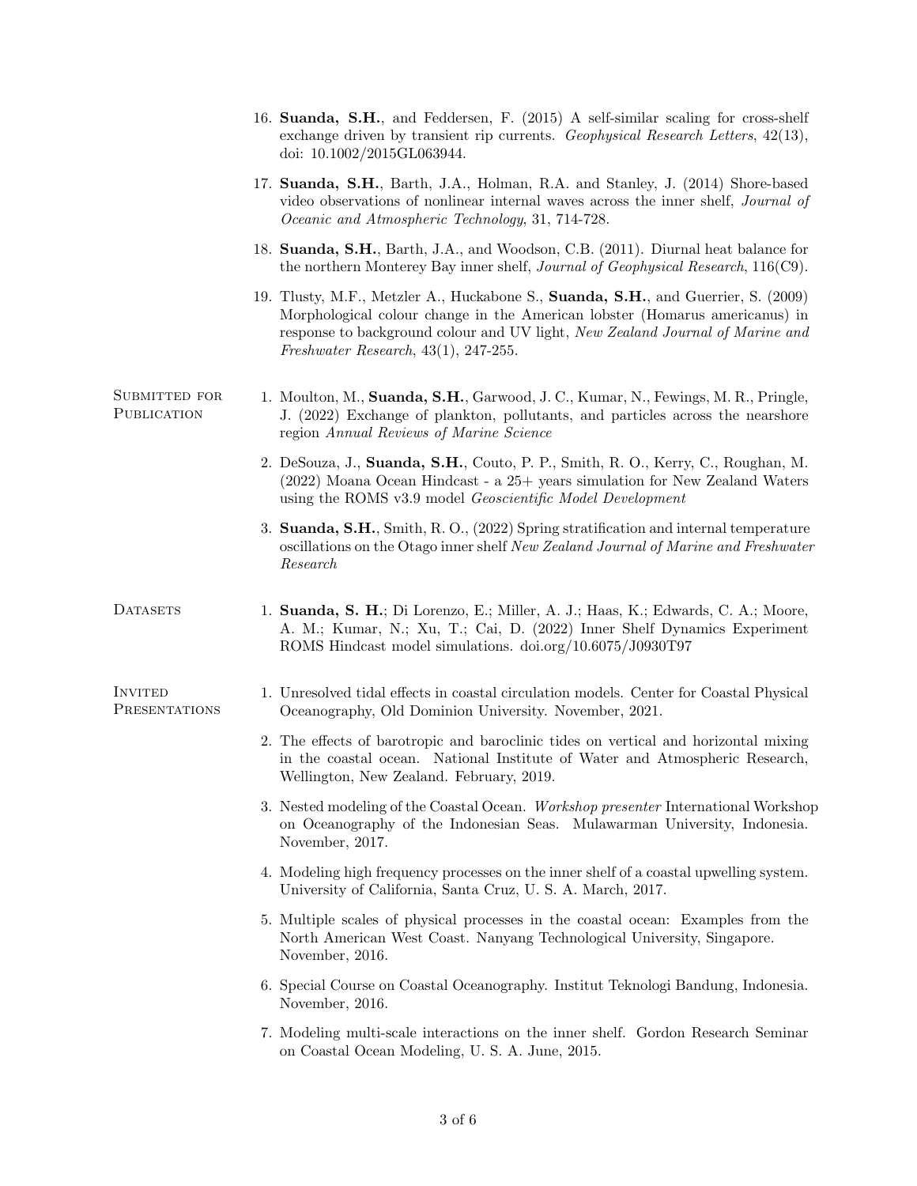16. **Suanda, S.H.**, and Feddersen, F. (2015) A self-similar scaling for cross-shelf exchange driven by transient rip currents. *Geophysical Research Letters*, 42(13), doi: 10.1002/2015GL063944.

17. **Suanda, S.H.**, Barth, J.A., Holman, R.A. and Stanley, J. (2014) Shore-based video observations of nonlinear internal waves across the inner shelf, *Journal of Oceanic and Atmospheric Technology*, 31, 714-728.

18. **Suanda, S.H.**, Barth, J.A., and Woodson, C.B. (2011). Diurnal heat balance for the northern Monterey Bay inner shelf, *Journal of Geophysical Research*, 116(C9).

19. Tlusty, M.F., Metzler A., Huckabone S., **Suanda, S.H.**, and Guerrier, S. (2009) Morphological colour change in the American lobster (Homarus americanus) in response to background colour and UV light, *New Zealand Journal of Marine and Freshwater Research*, 43(1), 247-255.

## Submitted for Publication

1. Moulton, M., **Suanda, S.H.**, Garwood, J. C., Kumar, N., Fewings, M. R., Pringle, J. (2022) Exchange of plankton, pollutants, and particles across the nearshore region *Annual Reviews of Marine Science*

2. DeSouza, J., **Suanda, S.H.**, Couto, P. P., Smith, R. O., Kerry, C., Roughan, M. (2022) Moana Ocean Hindcast - a 25+ years simulation for New Zealand Waters using the ROMS v3.9 model *Geoscientific Model Development*

3. **Suanda, S.H.**, Smith, R. O., (2022) Spring stratification and internal temperature oscillations on the Otago inner shelf *New Zealand Journal of Marine and Freshwater Research*

## Datasets

1. **Suanda, S. H.**; Di Lorenzo, E.; Miller, A. J.; Haas, K.; Edwards, C. A.; Moore, A. M.; Kumar, N.; Xu, T.; Cai, D. (2022) Inner Shelf Dynamics Experiment ROMS Hindcast model simulations. doi.org/10.6075/J0930T97

## Invited Presentations

1. Unresolved tidal effects in coastal circulation models. Center for Coastal Physical Oceanography, Old Dominion University. November, 2021.

2. The effects of barotropic and baroclinic tides on vertical and horizontal mixing in the coastal ocean. National Institute of Water and Atmospheric Research, Wellington, New Zealand. February, 2019.

3. Nested modeling of the Coastal Ocean. *Workshop presenter* International Workshop on Oceanography of the Indonesian Seas. Mulawarman University, Indonesia. November, 2017.

4. Modeling high frequency processes on the inner shelf of a coastal upwelling system. University of California, Santa Cruz, U. S. A. March, 2017.

5. Multiple scales of physical processes in the coastal ocean: Examples from the North American West Coast. Nanyang Technological University, Singapore. November, 2016.

6. Special Course on Coastal Oceanography. Institut Teknologi Bandung, Indonesia. November, 2016.

7. Modeling multi-scale interactions on the inner shelf. Gordon Research Seminar on Coastal Ocean Modeling, U. S. A. June, 2015.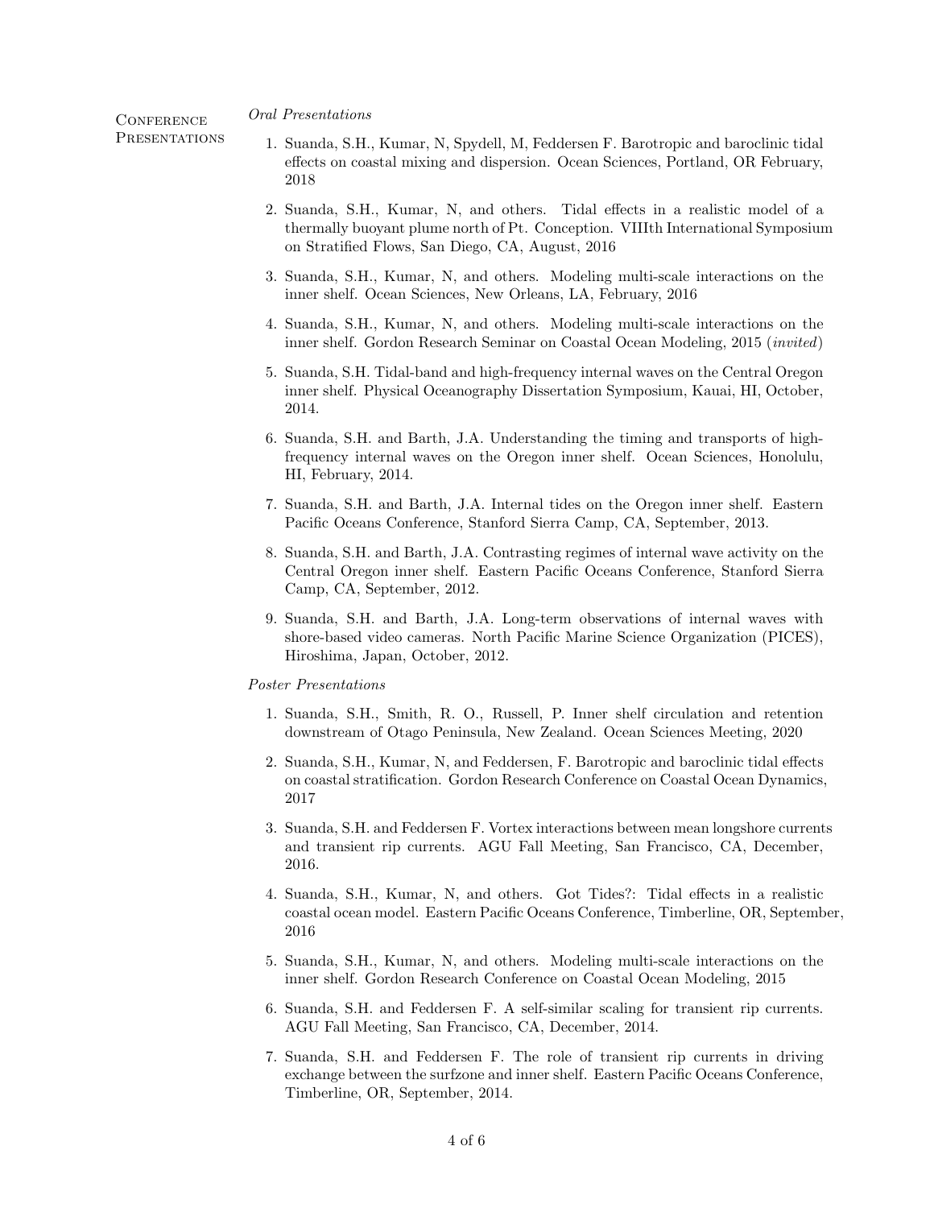## Conference Presentations

*Oral Presentations*

1. Suanda, S.H., Kumar, N, Spydell, M, Feddersen F. Barotropic and baroclinic tidal effects on coastal mixing and dispersion. Ocean Sciences, Portland, OR February, 2018
2. Suanda, S.H., Kumar, N, and others. Tidal effects in a realistic model of a thermally buoyant plume north of Pt. Conception. VIIIth International Symposium on Stratified Flows, San Diego, CA, August, 2016
3. Suanda, S.H., Kumar, N, and others. Modeling multi-scale interactions on the inner shelf. Ocean Sciences, New Orleans, LA, February, 2016
4. Suanda, S.H., Kumar, N, and others. Modeling multi-scale interactions on the inner shelf. Gordon Research Seminar on Coastal Ocean Modeling, 2015 (*invited*)
5. Suanda, S.H. Tidal-band and high-frequency internal waves on the Central Oregon inner shelf. Physical Oceanography Dissertation Symposium, Kauai, HI, October, 2014.
6. Suanda, S.H. and Barth, J.A. Understanding the timing and transports of high-frequency internal waves on the Oregon inner shelf. Ocean Sciences, Honolulu, HI, February, 2014.
7. Suanda, S.H. and Barth, J.A. Internal tides on the Oregon inner shelf. Eastern Pacific Oceans Conference, Stanford Sierra Camp, CA, September, 2013.
8. Suanda, S.H. and Barth, J.A. Contrasting regimes of internal wave activity on the Central Oregon inner shelf. Eastern Pacific Oceans Conference, Stanford Sierra Camp, CA, September, 2012.
9. Suanda, S.H. and Barth, J.A. Long-term observations of internal waves with shore-based video cameras. North Pacific Marine Science Organization (PICES), Hiroshima, Japan, October, 2012.

*Poster Presentations*

1. Suanda, S.H., Smith, R. O., Russell, P. Inner shelf circulation and retention downstream of Otago Peninsula, New Zealand. Ocean Sciences Meeting, 2020
2. Suanda, S.H., Kumar, N, and Feddersen, F. Barotropic and baroclinic tidal effects on coastal stratification. Gordon Research Conference on Coastal Ocean Dynamics, 2017
3. Suanda, S.H. and Feddersen F. Vortex interactions between mean longshore currents and transient rip currents. AGU Fall Meeting, San Francisco, CA, December, 2016.
4. Suanda, S.H., Kumar, N, and others. Got Tides?: Tidal effects in a realistic coastal ocean model. Eastern Pacific Oceans Conference, Timberline, OR, September, 2016
5. Suanda, S.H., Kumar, N, and others. Modeling multi-scale interactions on the inner shelf. Gordon Research Conference on Coastal Ocean Modeling, 2015
6. Suanda, S.H. and Feddersen F. A self-similar scaling for transient rip currents. AGU Fall Meeting, San Francisco, CA, December, 2014.
7. Suanda, S.H. and Feddersen F. The role of transient rip currents in driving exchange between the surfzone and inner shelf. Eastern Pacific Oceans Conference, Timberline, OR, September, 2014.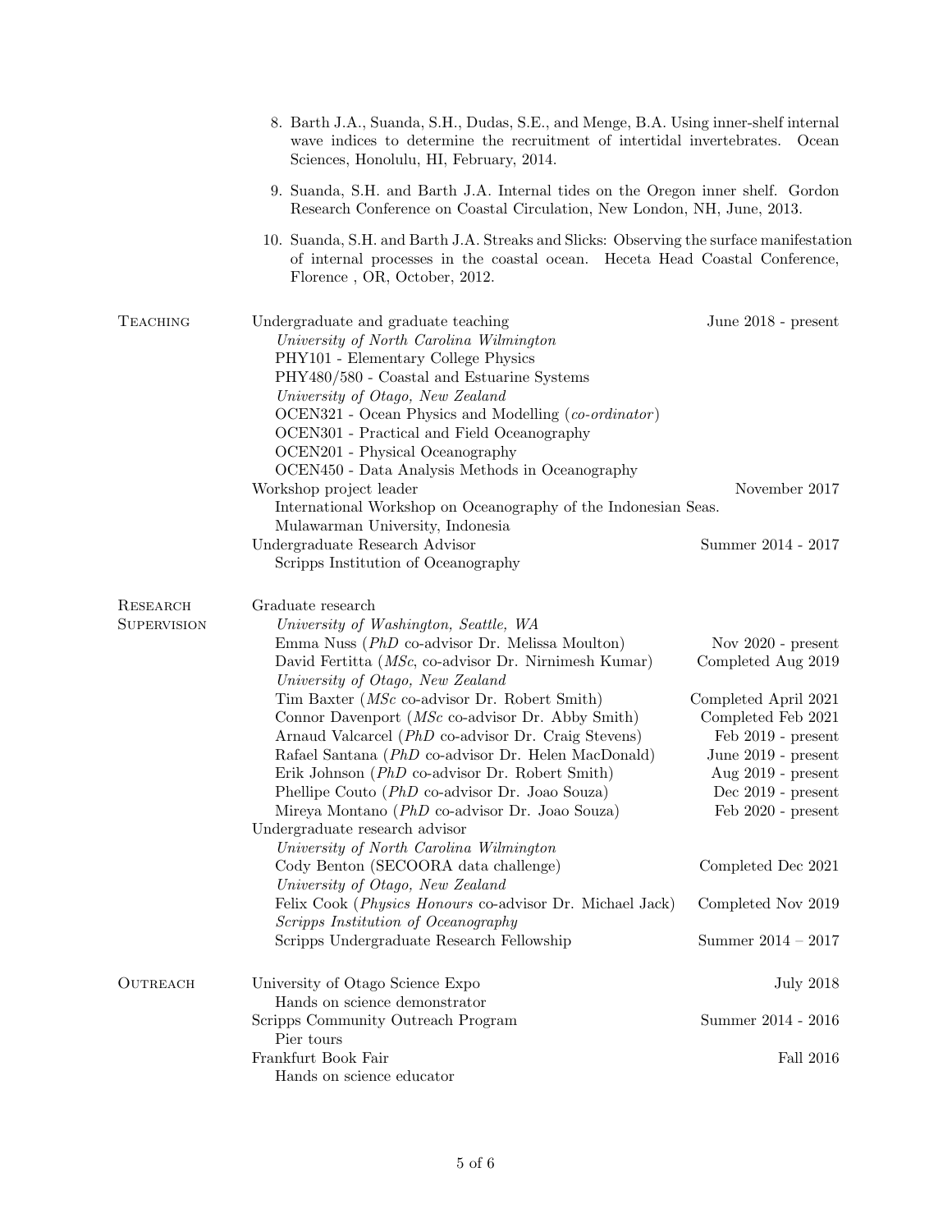8. Barth J.A., Suanda, S.H., Dudas, S.E., and Menge, B.A. Using inner-shelf internal wave indices to determine the recruitment of intertidal invertebrates. Ocean Sciences, Honolulu, HI, February, 2014.

9. Suanda, S.H. and Barth J.A. Internal tides on the Oregon inner shelf. Gordon Research Conference on Coastal Circulation, New London, NH, June, 2013.

10. Suanda, S.H. and Barth J.A. Streaks and Slicks: Observing the surface manifestation of internal processes in the coastal ocean. Heceta Head Coastal Conference, Florence , OR, October, 2012.

## Teaching

Undergraduate and graduate teaching — June 2018 - present

*University of North Carolina Wilmington*
- PHY101 - Elementary College Physics
- PHY480/580 - Coastal and Estuarine Systems

*University of Otago, New Zealand*
- OCEN321 - Ocean Physics and Modelling (*co-ordinator*)
- OCEN301 - Practical and Field Oceanography
- OCEN201 - Physical Oceanography
- OCEN450 - Data Analysis Methods in Oceanography

Workshop project leader — November 2017
- International Workshop on Oceanography of the Indonesian Seas.
- Mulawarman University, Indonesia

Undergraduate Research Advisor — Summer 2014 - 2017
- Scripps Institution of Oceanography

## Research Supervision

Graduate research

*University of Washington, Seattle, WA*
- Emma Nuss (*PhD* co-advisor Dr. Melissa Moulton) — Nov 2020 - present
- David Fertitta (*MSc*, co-advisor Dr. Nirnimesh Kumar) — Completed Aug 2019

*University of Otago, New Zealand*
- Tim Baxter (*MSc* co-advisor Dr. Robert Smith) — Completed April 2021
- Connor Davenport (*MSc* co-advisor Dr. Abby Smith) — Completed Feb 2021
- Arnaud Valcarcel (*PhD* co-advisor Dr. Craig Stevens) — Feb 2019 - present
- Rafael Santana (*PhD* co-advisor Dr. Helen MacDonald) — June 2019 - present
- Erik Johnson (*PhD* co-advisor Dr. Robert Smith) — Aug 2019 - present
- Phellipe Couto (*PhD* co-advisor Dr. Joao Souza) — Dec 2019 - present
- Mireya Montano (*PhD* co-advisor Dr. Joao Souza) — Feb 2020 - present

Undergraduate research advisor

*University of North Carolina Wilmington*
- Cody Benton (SECOORA data challenge) — Completed Dec 2021

*University of Otago, New Zealand*
- Felix Cook (*Physics Honours* co-advisor Dr. Michael Jack) — Completed Nov 2019

*Scripps Institution of Oceanography*
- Scripps Undergraduate Research Fellowship — Summer 2014 – 2017

## Outreach

University of Otago Science Expo — July 2018
- Hands on science demonstrator

Scripps Community Outreach Program — Summer 2014 - 2016
- Pier tours

Frankfurt Book Fair — Fall 2016
- Hands on science educator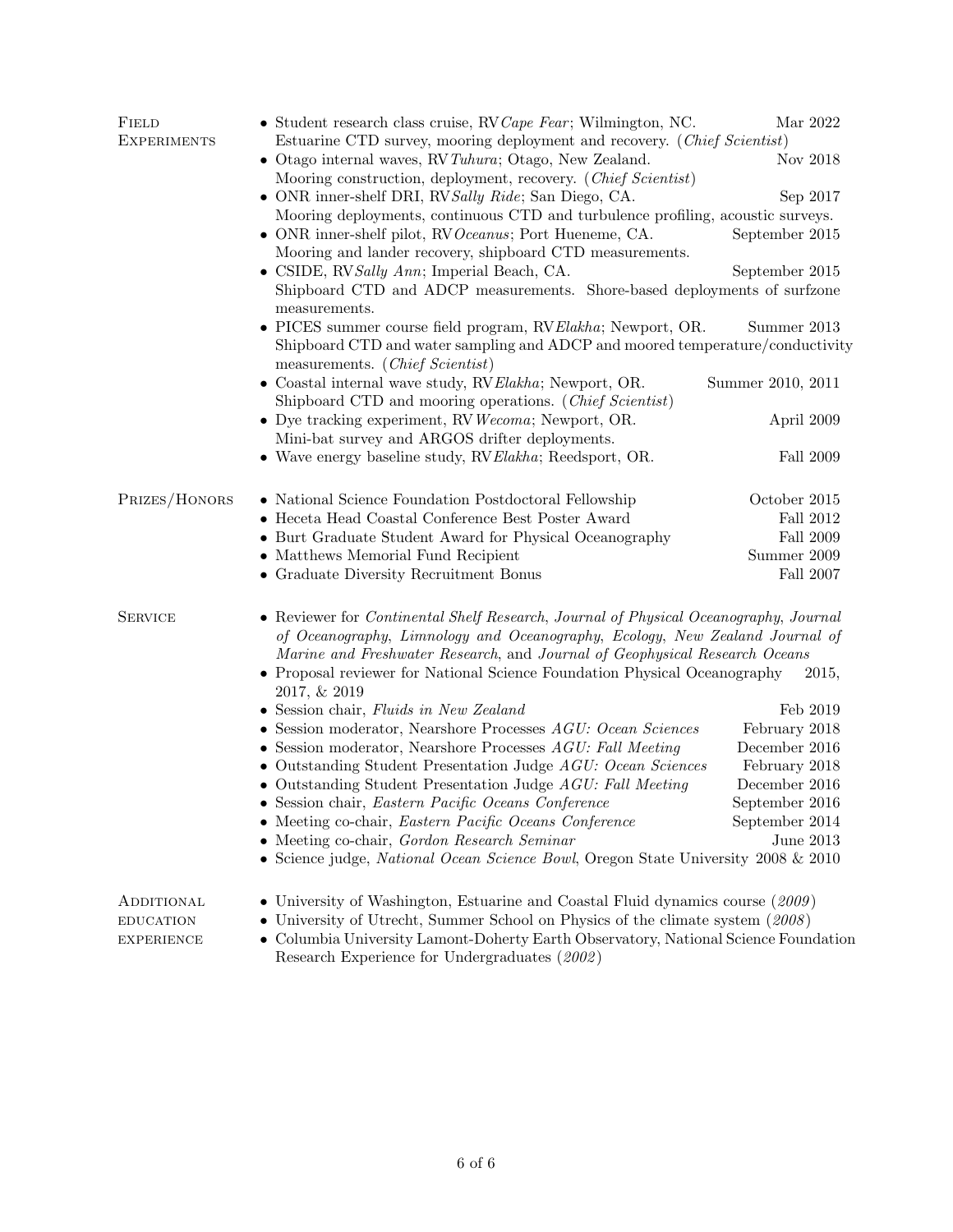## Field Experiments

- Student research class cruise, RV *Cape Fear*; Wilmington, NC. Mar 2022
  Estuarine CTD survey, mooring deployment and recovery. (*Chief Scientist*)
- Otago internal waves, RV *Tuhura*; Otago, New Zealand. Nov 2018
  Mooring construction, deployment, recovery. (*Chief Scientist*)
- ONR inner-shelf DRI, RV *Sally Ride*; San Diego, CA. Sep 2017
  Mooring deployments, continuous CTD and turbulence profiling, acoustic surveys.
- ONR inner-shelf pilot, RV *Oceanus*; Port Hueneme, CA. September 2015
  Mooring and lander recovery, shipboard CTD measurements.
- CSIDE, RV *Sally Ann*; Imperial Beach, CA. September 2015
  Shipboard CTD and ADCP measurements. Shore-based deployments of surfzone measurements.
- PICES summer course field program, RV *Elakha*; Newport, OR. Summer 2013
  Shipboard CTD and water sampling and ADCP and moored temperature/conductivity measurements. (*Chief Scientist*)
- Coastal internal wave study, RV *Elakha*; Newport, OR. Summer 2010, 2011
  Shipboard CTD and mooring operations. (*Chief Scientist*)
- Dye tracking experiment, RV *Wecoma*; Newport, OR. April 2009
  Mini-bat survey and ARGOS drifter deployments.
- Wave energy baseline study, RV *Elakha*; Reedsport, OR. Fall 2009

## Prizes/Honors

- National Science Foundation Postdoctoral Fellowship October 2015
- Heceta Head Coastal Conference Best Poster Award Fall 2012
- Burt Graduate Student Award for Physical Oceanography Fall 2009
- Matthews Memorial Fund Recipient Summer 2009
- Graduate Diversity Recruitment Bonus Fall 2007

## Service

- Reviewer for *Continental Shelf Research*, *Journal of Physical Oceanography*, *Journal of Oceanography*, *Limnology and Oceanography*, *Ecology*, *New Zealand Journal of Marine and Freshwater Research*, and *Journal of Geophysical Research Oceans*
- Proposal reviewer for National Science Foundation Physical Oceanography 2015, 2017, & 2019
- Session chair, *Fluids in New Zealand* Feb 2019
- Session moderator, Nearshore Processes *AGU: Ocean Sciences* February 2018
- Session moderator, Nearshore Processes *AGU: Fall Meeting* December 2016
- Outstanding Student Presentation Judge *AGU: Ocean Sciences* February 2018
- Outstanding Student Presentation Judge *AGU: Fall Meeting* December 2016
- Session chair, *Eastern Pacific Oceans Conference* September 2016
- Meeting co-chair, *Eastern Pacific Oceans Conference* September 2014
- Meeting co-chair, *Gordon Research Seminar* June 2013
- Science judge, *National Ocean Science Bowl*, Oregon State University 2008 & 2010

## Additional education experience

- University of Washington, Estuarine and Coastal Fluid dynamics course (*2009*)
- University of Utrecht, Summer School on Physics of the climate system (*2008*)
- Columbia University Lamont-Doherty Earth Observatory, National Science Foundation Research Experience for Undergraduates (*2002*)